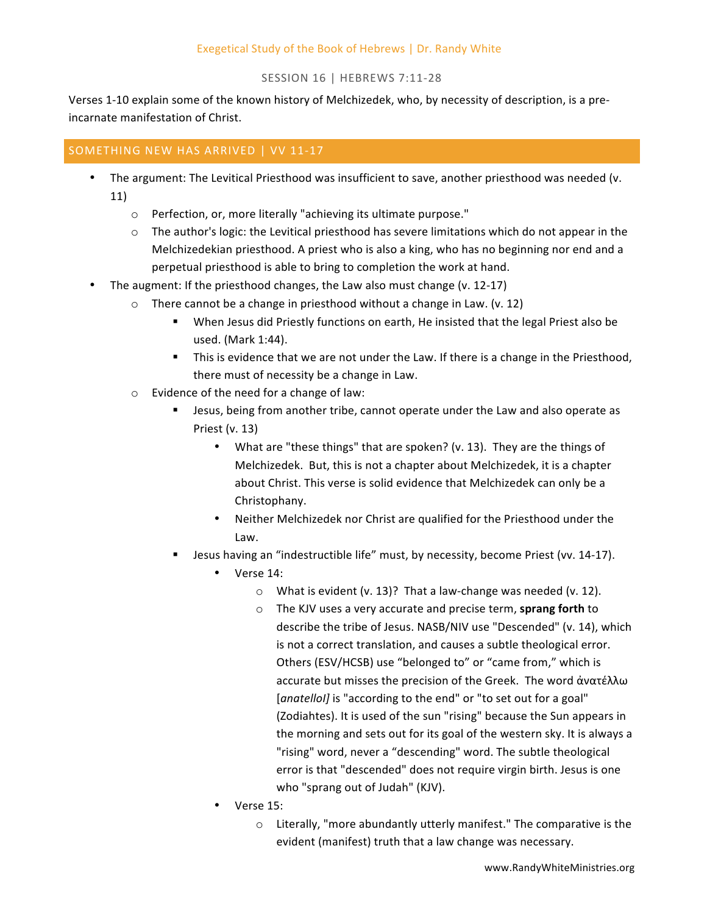Exegetical Study of the Book of Hebrews | Dr. Randy White

SESSION 16 | HEBREWS 7:11-28

Verses 1-10 explain some of the known history of Melchizedek, who, by necessity of description, is a pre-incarnate manifestation of Christ.

## SOMETHING NEW HAS ARRIVED | VV 11-17

- The argument: The Levitical Priesthood was insufficient to save, another priesthood was needed (v. 11)
  - Perfection, or, more literally "achieving its ultimate purpose."
  - The author's logic: the Levitical priesthood has severe limitations which do not appear in the Melchizedekian priesthood. A priest who is also a king, who has no beginning nor end and a perpetual priesthood is able to bring to completion the work at hand.
- The augment: If the priesthood changes, the Law also must change (v. 12-17)
  - There cannot be a change in priesthood without a change in Law. (v. 12)
    - When Jesus did Priestly functions on earth, He insisted that the legal Priest also be used. (Mark 1:44).
    - This is evidence that we are not under the Law. If there is a change in the Priesthood, there must of necessity be a change in Law.
  - Evidence of the need for a change of law:
    - Jesus, being from another tribe, cannot operate under the Law and also operate as Priest (v. 13)
      - What are "these things" that are spoken? (v. 13). They are the things of Melchizedek. But, this is not a chapter about Melchizedek, it is a chapter about Christ. This verse is solid evidence that Melchizedek can only be a Christophany.
      - Neither Melchizedek nor Christ are qualified for the Priesthood under the Law.
    - Jesus having an “indestructible life” must, by necessity, become Priest (vv. 14-17).
      - Verse 14:
        - What is evident (v. 13)? That a law-change was needed (v. 12).
        - The KJV uses a very accurate and precise term, **sprang forth** to describe the tribe of Jesus. NASB/NIV use "Descended" (v. 14), which is not a correct translation, and causes a subtle theological error. Others (ESV/HCSB) use “belonged to” or “came from,” which is accurate but misses the precision of the Greek. The word ἀνατέλλω [*anatellol]* is "according to the end" or "to set out for a goal" (Zodiahtes). It is used of the sun "rising" because the Sun appears in the morning and sets out for its goal of the western sky. It is always a "rising" word, never a “descending" word. The subtle theological error is that "descended" does not require virgin birth. Jesus is one who "sprang out of Judah" (KJV).
      - Verse 15:
        - Literally, "more abundantly utterly manifest." The comparative is the evident (manifest) truth that a law change was necessary.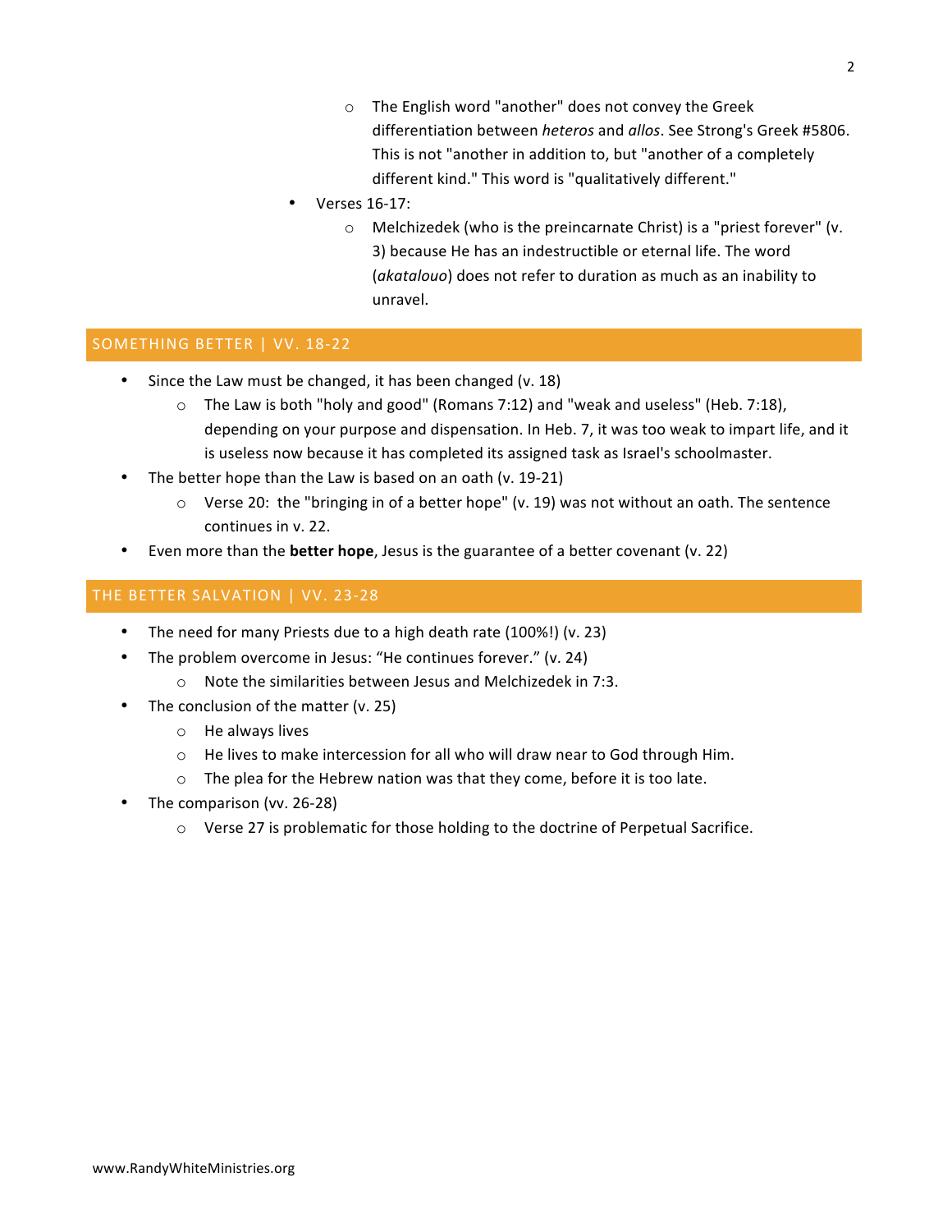- The English word "another" does not convey the Greek differentiation between *heteros* and *allos*. See Strong's Greek #5806. This is not "another in addition to, but "another of a completely different kind." This word is "qualitatively different."
- Verses 16-17:
    - Melchizedek (who is the preincarnate Christ) is a "priest forever" (v. 3) because He has an indestructible or eternal life. The word (*akatalouo*) does not refer to duration as much as an inability to unravel.

## SOMETHING BETTER | VV. 18-22

- Since the Law must be changed, it has been changed (v. 18)
    - The Law is both "holy and good" (Romans 7:12) and "weak and useless" (Heb. 7:18), depending on your purpose and dispensation. In Heb. 7, it was too weak to impart life, and it is useless now because it has completed its assigned task as Israel's schoolmaster.
- The better hope than the Law is based on an oath (v. 19-21)
    - Verse 20: the "bringing in of a better hope" (v. 19) was not without an oath. The sentence continues in v. 22.
- Even more than the **better hope**, Jesus is the guarantee of a better covenant (v. 22)

## THE BETTER SALVATION | VV. 23-28

- The need for many Priests due to a high death rate (100%!) (v. 23)
- The problem overcome in Jesus: "He continues forever." (v. 24)
    - Note the similarities between Jesus and Melchizedek in 7:3.
- The conclusion of the matter (v. 25)
    - He always lives
    - He lives to make intercession for all who will draw near to God through Him.
    - The plea for the Hebrew nation was that they come, before it is too late.
- The comparison (vv. 26-28)
    - Verse 27 is problematic for those holding to the doctrine of Perpetual Sacrifice.

www.RandyWhiteMinistries.org